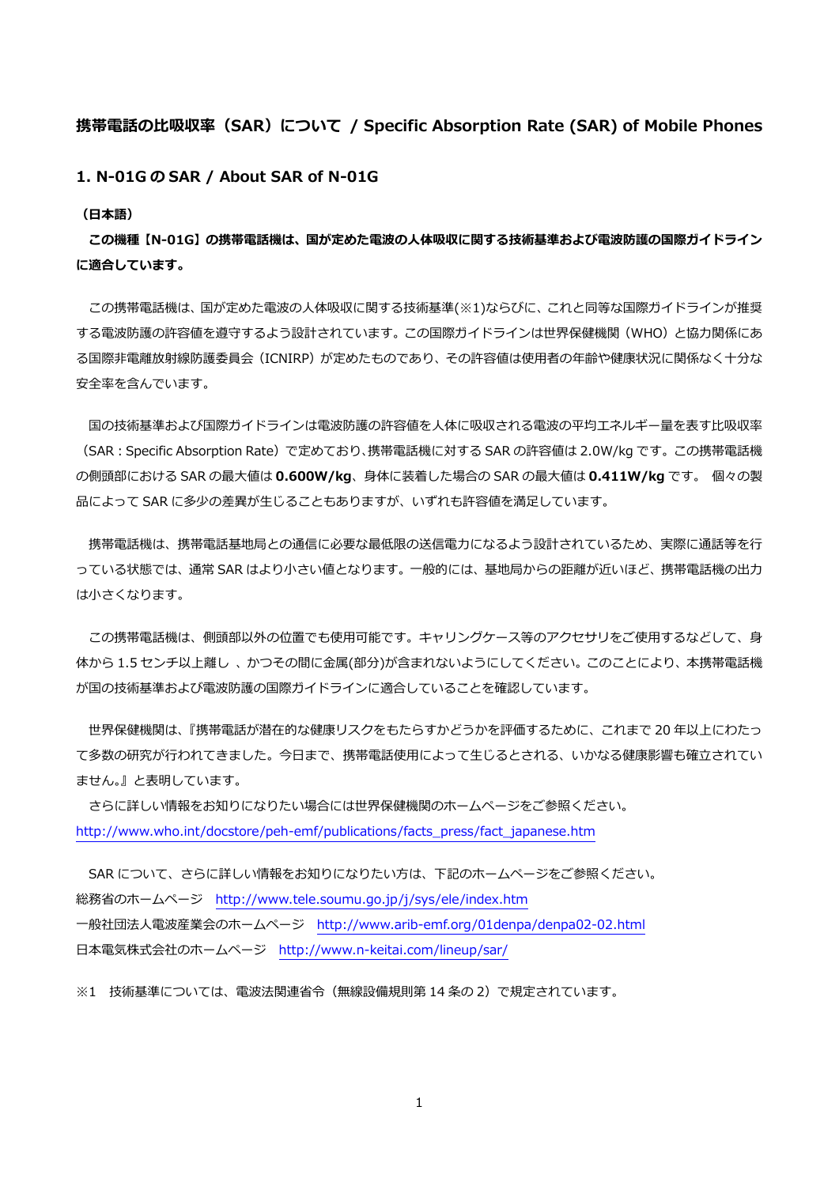## 携帯電話の比吸収率（SAR）について / Specific Absorption Rate (SAR) of Mobile Phones

### 1. N-01G の SAR / About SAR of N-01G

**（日本語）**

**この機種【N-01G】の携帯電話機は、国が定めた電波の人体吸収に関する技術基準および電波防護の国際ガイドラインに適合しています。**

この携帯電話機は、国が定めた電波の人体吸収に関する技術基準(※1)ならびに、これと同等な国際ガイドラインが推奨する電波防護の許容値を遵守するよう設計されています。この国際ガイドラインは世界保健機関（WHO）と協力関係にある国際非電離放射線防護委員会（ICNIRP）が定めたものであり、その許容値は使用者の年齢や健康状況に関係なく十分な安全率を含んでいます。

国の技術基準および国際ガイドラインは電波防護の許容値を人体に吸収される電波の平均エネルギー量を表す比吸収率（SAR：Specific Absorption Rate）で定めており､携帯電話機に対する SAR の許容値は 2.0W/kg です。この携帯電話機の側頭部における SAR の最大値は **0.600W/kg**、身体に装着した場合の SAR の最大値は **0.411W/kg** です。 個々の製品によって SAR に多少の差異が生じることもありますが、いずれも許容値を満足しています。

携帯電話機は、携帯電話基地局との通信に必要な最低限の送信電力になるよう設計されているため、実際に通話等を行っている状態では、通常 SAR はより小さい値となります。一般的には、基地局からの距離が近いほど、携帯電話機の出力は小さくなります。

この携帯電話機は、側頭部以外の位置でも使用可能です。キャリングケース等のアクセサリをご使用するなどして、身体から 1.5 センチ以上離し 、かつその間に金属(部分)が含まれないようにしてください。このことにより、本携帯電話機が国の技術基準および電波防護の国際ガイドラインに適合していることを確認しています。

世界保健機関は、『携帯電話が潜在的な健康リスクをもたらすかどうかを評価するために、これまで 20 年以上にわたって多数の研究が行われてきました。今日まで、携帯電話使用によって生じるとされる、いかなる健康影響も確立されていません。』と表明しています。

さらに詳しい情報をお知りになりたい場合には世界保健機関のホームページをご参照ください。
http://www.who.int/docstore/peh-emf/publications/facts_press/fact_japanese.htm

SAR について、さらに詳しい情報をお知りになりたい方は、下記のホームページをご参照ください。
総務省のホームページ http://www.tele.soumu.go.jp/j/sys/ele/index.htm
一般社団法人電波産業会のホームページ http://www.arib-emf.org/01denpa/denpa02-02.html
日本電気株式会社のホームページ http://www.n-keitai.com/lineup/sar/

※1 技術基準については、電波法関連省令（無線設備規則第 14 条の 2）で規定されています。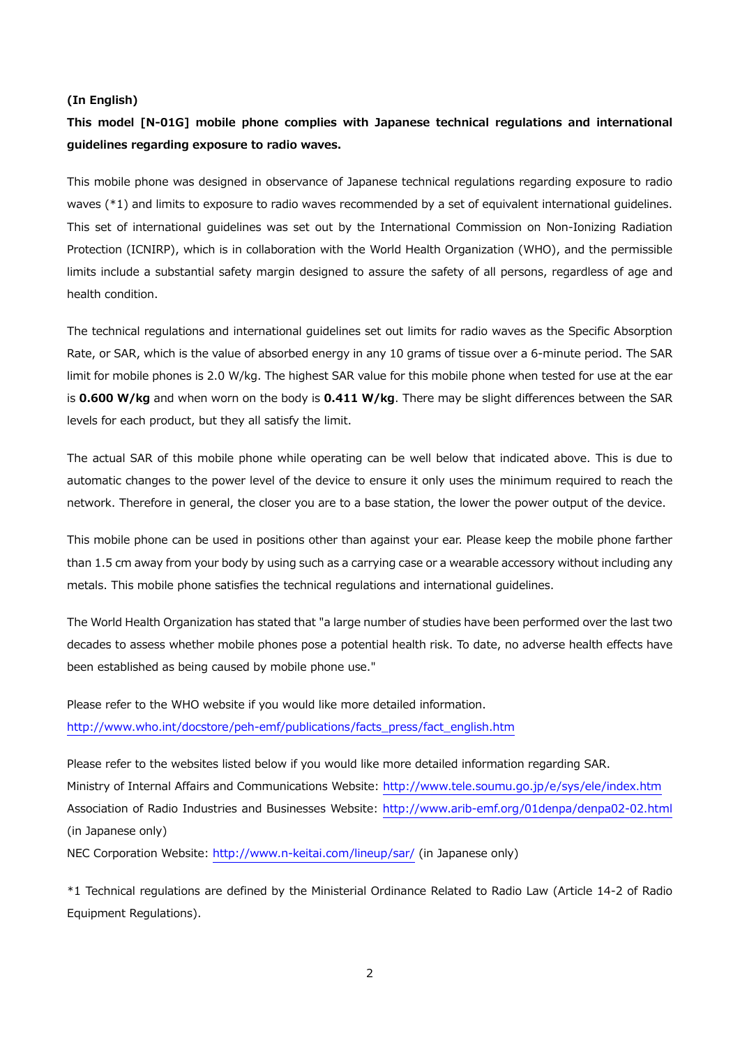**(In English)**

**This model [N-01G] mobile phone complies with Japanese technical regulations and international guidelines regarding exposure to radio waves.**

This mobile phone was designed in observance of Japanese technical regulations regarding exposure to radio waves (*1) and limits to exposure to radio waves recommended by a set of equivalent international guidelines. This set of international guidelines was set out by the International Commission on Non-Ionizing Radiation Protection (ICNIRP), which is in collaboration with the World Health Organization (WHO), and the permissible limits include a substantial safety margin designed to assure the safety of all persons, regardless of age and health condition.

The technical regulations and international guidelines set out limits for radio waves as the Specific Absorption Rate, or SAR, which is the value of absorbed energy in any 10 grams of tissue over a 6-minute period. The SAR limit for mobile phones is 2.0 W/kg. The highest SAR value for this mobile phone when tested for use at the ear is **0.600 W/kg** and when worn on the body is **0.411 W/kg**. There may be slight differences between the SAR levels for each product, but they all satisfy the limit.

The actual SAR of this mobile phone while operating can be well below that indicated above. This is due to automatic changes to the power level of the device to ensure it only uses the minimum required to reach the network. Therefore in general, the closer you are to a base station, the lower the power output of the device.

This mobile phone can be used in positions other than against your ear. Please keep the mobile phone farther than 1.5 cm away from your body by using such as a carrying case or a wearable accessory without including any metals. This mobile phone satisfies the technical regulations and international guidelines.

The World Health Organization has stated that "a large number of studies have been performed over the last two decades to assess whether mobile phones pose a potential health risk. To date, no adverse health effects have been established as being caused by mobile phone use."

Please refer to the WHO website if you would like more detailed information.
http://www.who.int/docstore/peh-emf/publications/facts_press/fact_english.htm

Please refer to the websites listed below if you would like more detailed information regarding SAR.
Ministry of Internal Affairs and Communications Website: http://www.tele.soumu.go.jp/e/sys/ele/index.htm
Association of Radio Industries and Businesses Website: http://www.arib-emf.org/01denpa/denpa02-02.html (in Japanese only)
NEC Corporation Website: http://www.n-keitai.com/lineup/sar/ (in Japanese only)

*1 Technical regulations are defined by the Ministerial Ordinance Related to Radio Law (Article 14-2 of Radio Equipment Regulations).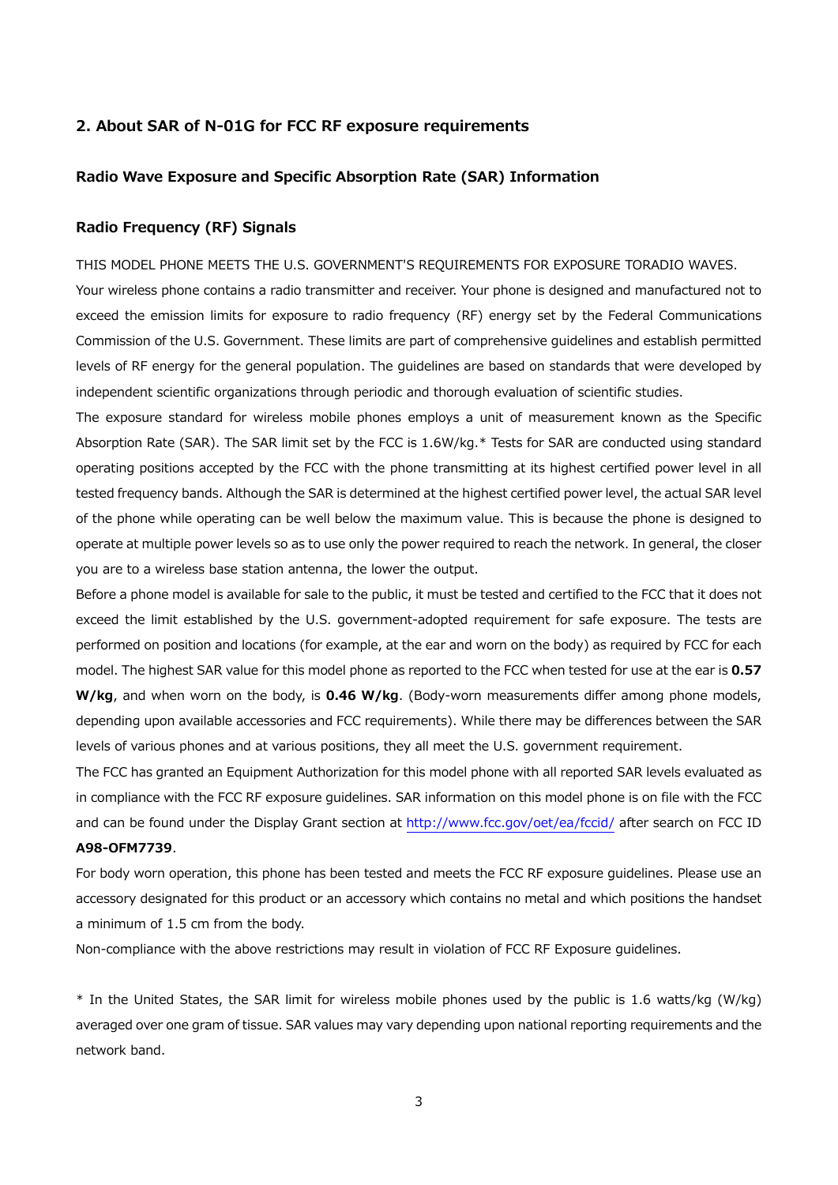## 2. About SAR of N-01G for FCC RF exposure requirements

### Radio Wave Exposure and Specific Absorption Rate (SAR) Information

### Radio Frequency (RF) Signals

THIS MODEL PHONE MEETS THE U.S. GOVERNMENT'S REQUIREMENTS FOR EXPOSURE TORADIO WAVES.

Your wireless phone contains a radio transmitter and receiver. Your phone is designed and manufactured not to exceed the emission limits for exposure to radio frequency (RF) energy set by the Federal Communications Commission of the U.S. Government. These limits are part of comprehensive guidelines and establish permitted levels of RF energy for the general population. The guidelines are based on standards that were developed by independent scientific organizations through periodic and thorough evaluation of scientific studies.

The exposure standard for wireless mobile phones employs a unit of measurement known as the Specific Absorption Rate (SAR). The SAR limit set by the FCC is 1.6W/kg.* Tests for SAR are conducted using standard operating positions accepted by the FCC with the phone transmitting at its highest certified power level in all tested frequency bands. Although the SAR is determined at the highest certified power level, the actual SAR level of the phone while operating can be well below the maximum value. This is because the phone is designed to operate at multiple power levels so as to use only the power required to reach the network. In general, the closer you are to a wireless base station antenna, the lower the output.

Before a phone model is available for sale to the public, it must be tested and certified to the FCC that it does not exceed the limit established by the U.S. government-adopted requirement for safe exposure. The tests are performed on position and locations (for example, at the ear and worn on the body) as required by FCC for each model. The highest SAR value for this model phone as reported to the FCC when tested for use at the ear is **0.57 W/kg**, and when worn on the body, is **0.46 W/kg**. (Body-worn measurements differ among phone models, depending upon available accessories and FCC requirements). While there may be differences between the SAR levels of various phones and at various positions, they all meet the U.S. government requirement.

The FCC has granted an Equipment Authorization for this model phone with all reported SAR levels evaluated as in compliance with the FCC RF exposure guidelines. SAR information on this model phone is on file with the FCC and can be found under the Display Grant section at http://www.fcc.gov/oet/ea/fccid/ after search on FCC ID **A98-OFM7739**.

For body worn operation, this phone has been tested and meets the FCC RF exposure guidelines. Please use an accessory designated for this product or an accessory which contains no metal and which positions the handset a minimum of 1.5 cm from the body.

Non-compliance with the above restrictions may result in violation of FCC RF Exposure guidelines.

* In the United States, the SAR limit for wireless mobile phones used by the public is 1.6 watts/kg (W/kg) averaged over one gram of tissue. SAR values may vary depending upon national reporting requirements and the network band.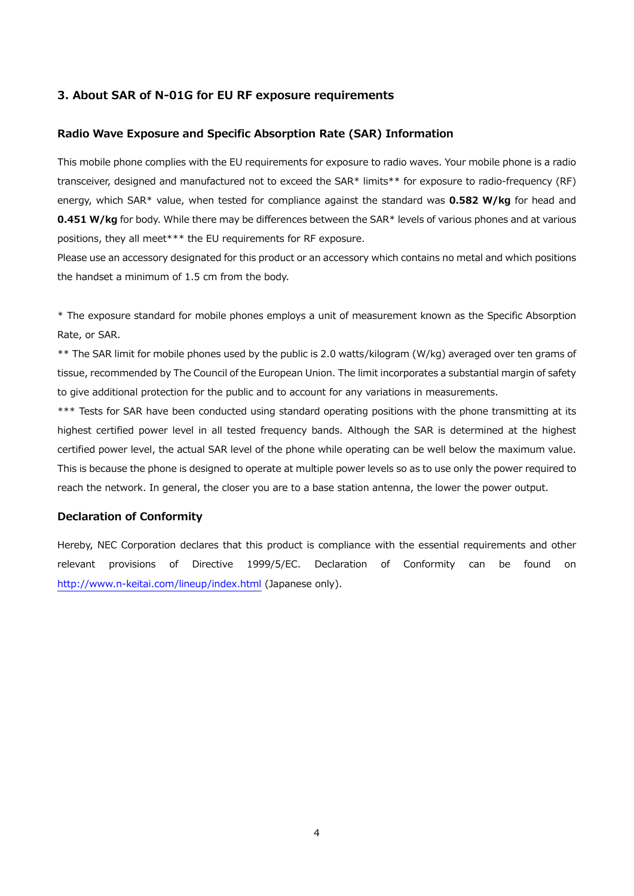## 3. About SAR of N-01G for EU RF exposure requirements

### Radio Wave Exposure and Specific Absorption Rate (SAR) Information

This mobile phone complies with the EU requirements for exposure to radio waves. Your mobile phone is a radio transceiver, designed and manufactured not to exceed the SAR* limits** for exposure to radio-frequency (RF) energy, which SAR* value, when tested for compliance against the standard was **0.582 W/kg** for head and **0.451 W/kg** for body. While there may be differences between the SAR* levels of various phones and at various positions, they all meet*** the EU requirements for RF exposure.

Please use an accessory designated for this product or an accessory which contains no metal and which positions the handset a minimum of 1.5 cm from the body.

* The exposure standard for mobile phones employs a unit of measurement known as the Specific Absorption Rate, or SAR.

** The SAR limit for mobile phones used by the public is 2.0 watts/kilogram (W/kg) averaged over ten grams of tissue, recommended by The Council of the European Union. The limit incorporates a substantial margin of safety to give additional protection for the public and to account for any variations in measurements.

*** Tests for SAR have been conducted using standard operating positions with the phone transmitting at its highest certified power level in all tested frequency bands. Although the SAR is determined at the highest certified power level, the actual SAR level of the phone while operating can be well below the maximum value. This is because the phone is designed to operate at multiple power levels so as to use only the power required to reach the network. In general, the closer you are to a base station antenna, the lower the power output.

### Declaration of Conformity

Hereby, NEC Corporation declares that this product is compliance with the essential requirements and other relevant provisions of Directive 1999/5/EC. Declaration of Conformity can be found on http://www.n-keitai.com/lineup/index.html (Japanese only).